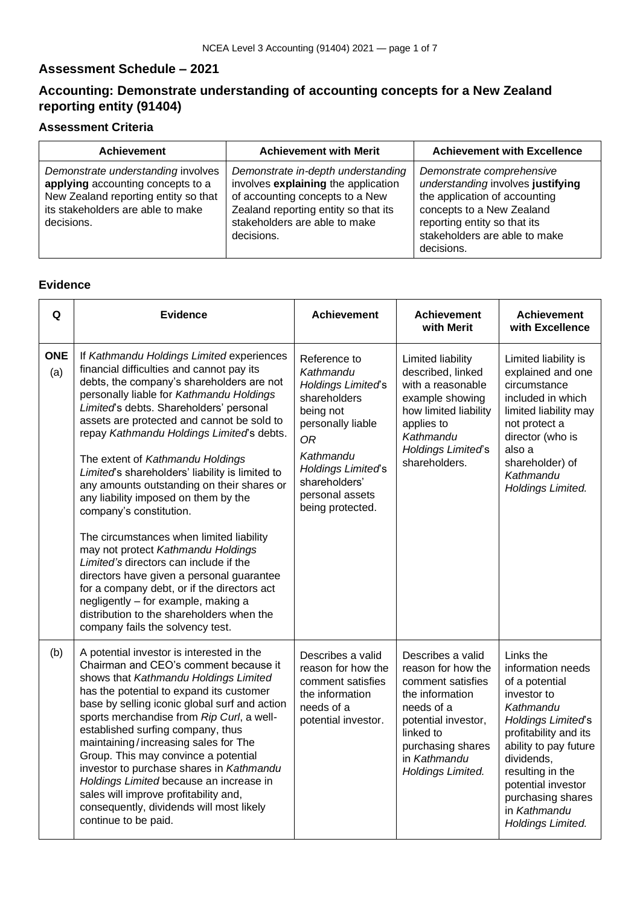## Assessment Schedule – 2021

## Accounting: Demonstrate understanding of accounting concepts for a New Zealand reporting entity (91404)

### Assessment Criteria

| Achievement | Achievement with Merit | Achievement with Excellence |
|---|---|---|
| *Demonstrate understanding* involves **applying** accounting concepts to a New Zealand reporting entity so that its stakeholders are able to make decisions. | *Demonstrate in-depth understanding* involves **explaining** the application of accounting concepts to a New Zealand reporting entity so that its stakeholders are able to make decisions. | *Demonstrate comprehensive understanding* involves **justifying** the application of accounting concepts to a New Zealand reporting entity so that its stakeholders are able to make decisions. |

### Evidence

| Q | Evidence | Achievement | Achievement with Merit | Achievement with Excellence |
|---|---|---|---|---|
| **ONE** (a) | If *Kathmandu Holdings Limited* experiences financial difficulties and cannot pay its debts, the company's shareholders are not personally liable for *Kathmandu Holdings Limited*'s debts. Shareholders' personal assets are protected and cannot be sold to repay *Kathmandu Holdings Limited*'s debts.<br><br>The extent of *Kathmandu Holdings Limited*'s shareholders' liability is limited to any amounts outstanding on their shares or any liability imposed on them by the company's constitution.<br><br>The circumstances when limited liability may not protect *Kathmandu Holdings Limited's* directors can include if the directors have given a personal guarantee for a company debt, or if the directors act negligently – for example, making a distribution to the shareholders when the company fails the solvency test. | Reference to *Kathmandu Holdings Limited*'s shareholders being not personally liable<br>*OR*<br>*Kathmandu Holdings Limited*'s shareholders' personal assets being protected. | Limited liability described, linked with a reasonable example showing how limited liability applies to *Kathmandu Holdings Limited*'s shareholders. | Limited liability is explained and one circumstance included in which limited liability may not protect a director (who is also a shareholder) of *Kathmandu Holdings Limited.* |
| (b) | A potential investor is interested in the Chairman and CEO's comment because it shows that *Kathmandu Holdings Limited* has the potential to expand its customer base by selling iconic global surf and action sports merchandise from *Rip Curl*, a well-established surfing company, thus maintaining / increasing sales for The Group. This may convince a potential investor to purchase shares in *Kathmandu Holdings Limited* because an increase in sales will improve profitability and, consequently, dividends will most likely continue to be paid. | Describes a valid reason for how the comment satisfies the information needs of a potential investor. | Describes a valid reason for how the comment satisfies the information needs of a potential investor, linked to purchasing shares in *Kathmandu Holdings Limited.* | Links the information needs of a potential investor to *Kathmandu Holdings Limited*'s profitability and its ability to pay future dividends, resulting in the potential investor purchasing shares in *Kathmandu Holdings Limited.* |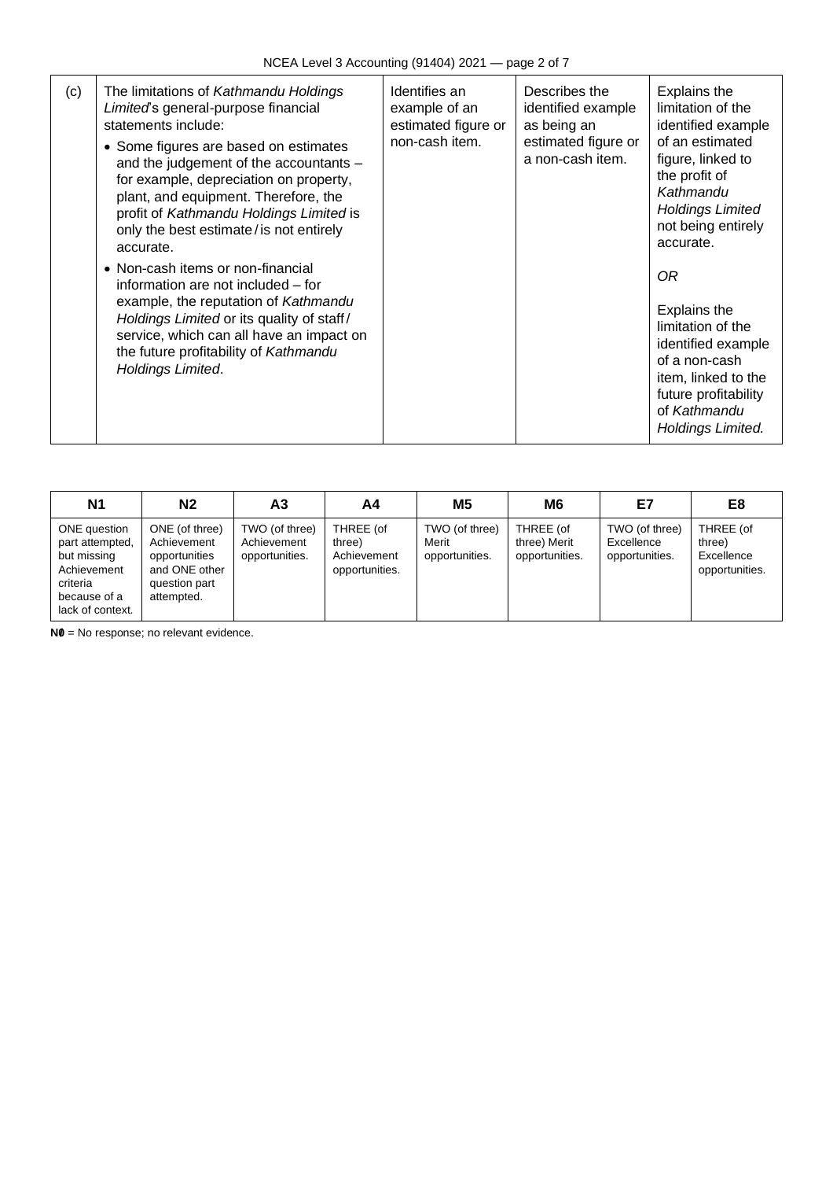| (c) | The limitations of *Kathmandu Holdings Limited*'s general-purpose financial statements include:<br>• Some figures are based on estimates and the judgement of the accountants – for example, depreciation on property, plant, and equipment. Therefore, the profit of *Kathmandu Holdings Limited* is only the best estimate / is not entirely accurate.<br>• Non-cash items or non-financial information are not included – for example, the reputation of *Kathmandu Holdings Limited* or its quality of staff / service, which can all have an impact on the future profitability of *Kathmandu Holdings Limited*. | Identifies an example of an estimated figure or non-cash item. | Describes the identified example as being an estimated figure or a non-cash item. | Explains the limitation of the identified example of an estimated figure, linked to the profit of *Kathmandu Holdings Limited* not being entirely accurate.<br>*OR*<br>Explains the limitation of the identified example of a non-cash item, linked to the future profitability of *Kathmandu Holdings Limited.* |
|---|---|---|---|---|

| N1 | N2 | A3 | A4 | M5 | M6 | E7 | E8 |
|---|---|---|---|---|---|---|---|
| ONE question part attempted, but missing Achievement criteria because of a lack of context. | ONE (of three) Achievement opportunities and ONE other question part attempted. | TWO (of three) Achievement opportunities. | THREE (of three) Achievement opportunities. | TWO (of three) Merit opportunities. | THREE (of three) Merit opportunities. | TWO (of three) Excellence opportunities. | THREE (of three) Excellence opportunities. |

**N0** = No response; no relevant evidence.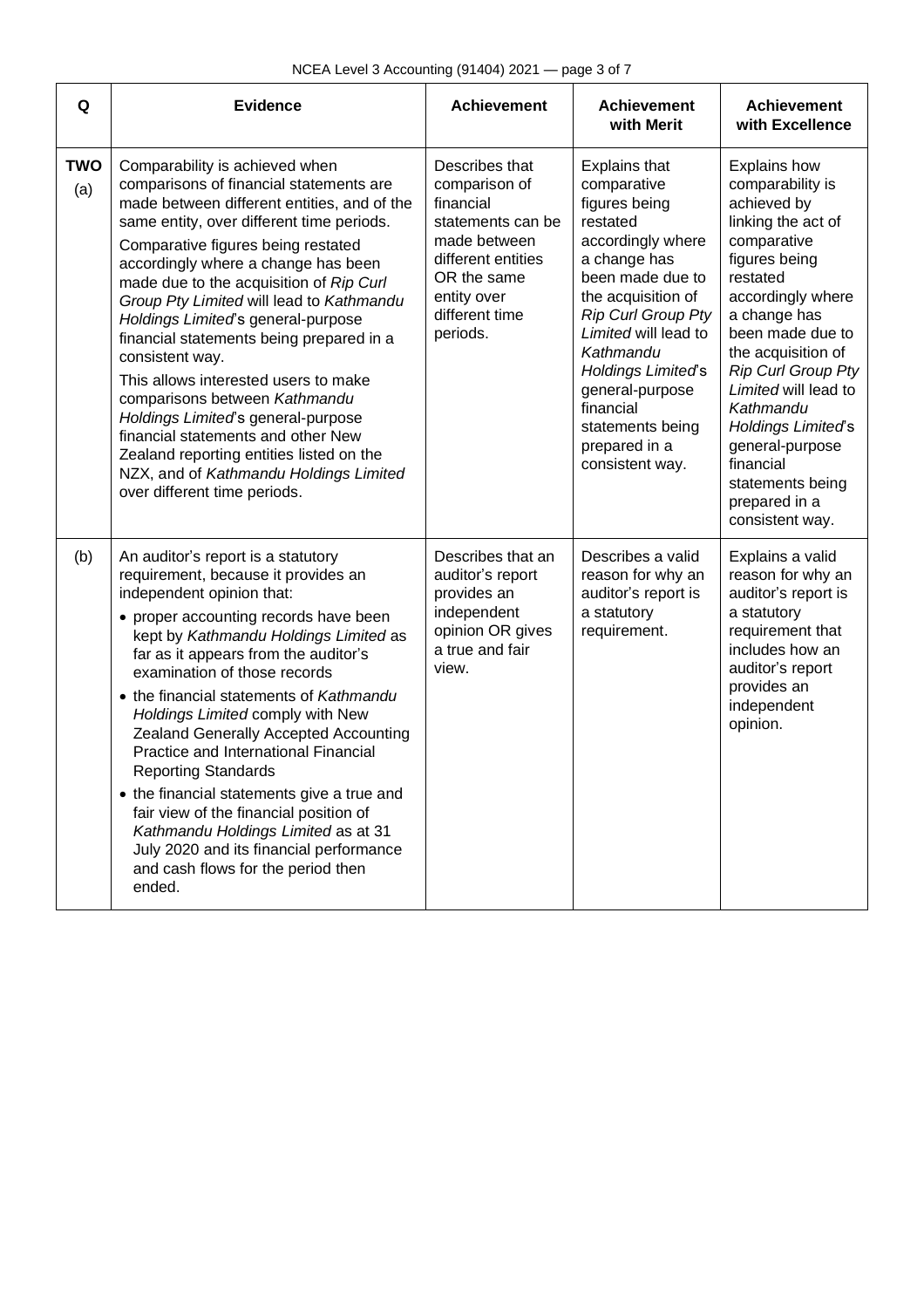| Q | Evidence | Achievement | Achievement with Merit | Achievement with Excellence |
|---|---|---|---|---|
| **TWO** (a) | Comparability is achieved when comparisons of financial statements are made between different entities, and of the same entity, over different time periods.<br><br>Comparative figures being restated accordingly where a change has been made due to the acquisition of *Rip Curl Group Pty Limited* will lead to *Kathmandu Holdings Limited*'s general-purpose financial statements being prepared in a consistent way.<br><br>This allows interested users to make comparisons between *Kathmandu Holdings Limited*'s general-purpose financial statements and other New Zealand reporting entities listed on the NZX, and of *Kathmandu Holdings Limited* over different time periods. | Describes that comparison of financial statements can be made between different entities OR the same entity over different time periods. | Explains that comparative figures being restated accordingly where a change has been made due to the acquisition of *Rip Curl Group Pty Limited* will lead to *Kathmandu Holdings Limited*'s general-purpose financial statements being prepared in a consistent way. | Explains how comparability is achieved by linking the act of comparative figures being restated accordingly where a change has been made due to the acquisition of *Rip Curl Group Pty Limited* will lead to *Kathmandu Holdings Limited*'s general-purpose financial statements being prepared in a consistent way. |
| (b) | An auditor's report is a statutory requirement, because it provides an independent opinion that:<br>• proper accounting records have been kept by *Kathmandu Holdings Limited* as far as it appears from the auditor's examination of those records<br>• the financial statements of *Kathmandu Holdings Limited* comply with New Zealand Generally Accepted Accounting Practice and International Financial Reporting Standards<br>• the financial statements give a true and fair view of the financial position of *Kathmandu Holdings Limited* as at 31 July 2020 and its financial performance and cash flows for the period then ended. | Describes that an auditor's report provides an independent opinion OR gives a true and fair view. | Describes a valid reason for why an auditor's report is a statutory requirement. | Explains a valid reason for why an auditor's report is a statutory requirement that includes how an auditor's report provides an independent opinion. |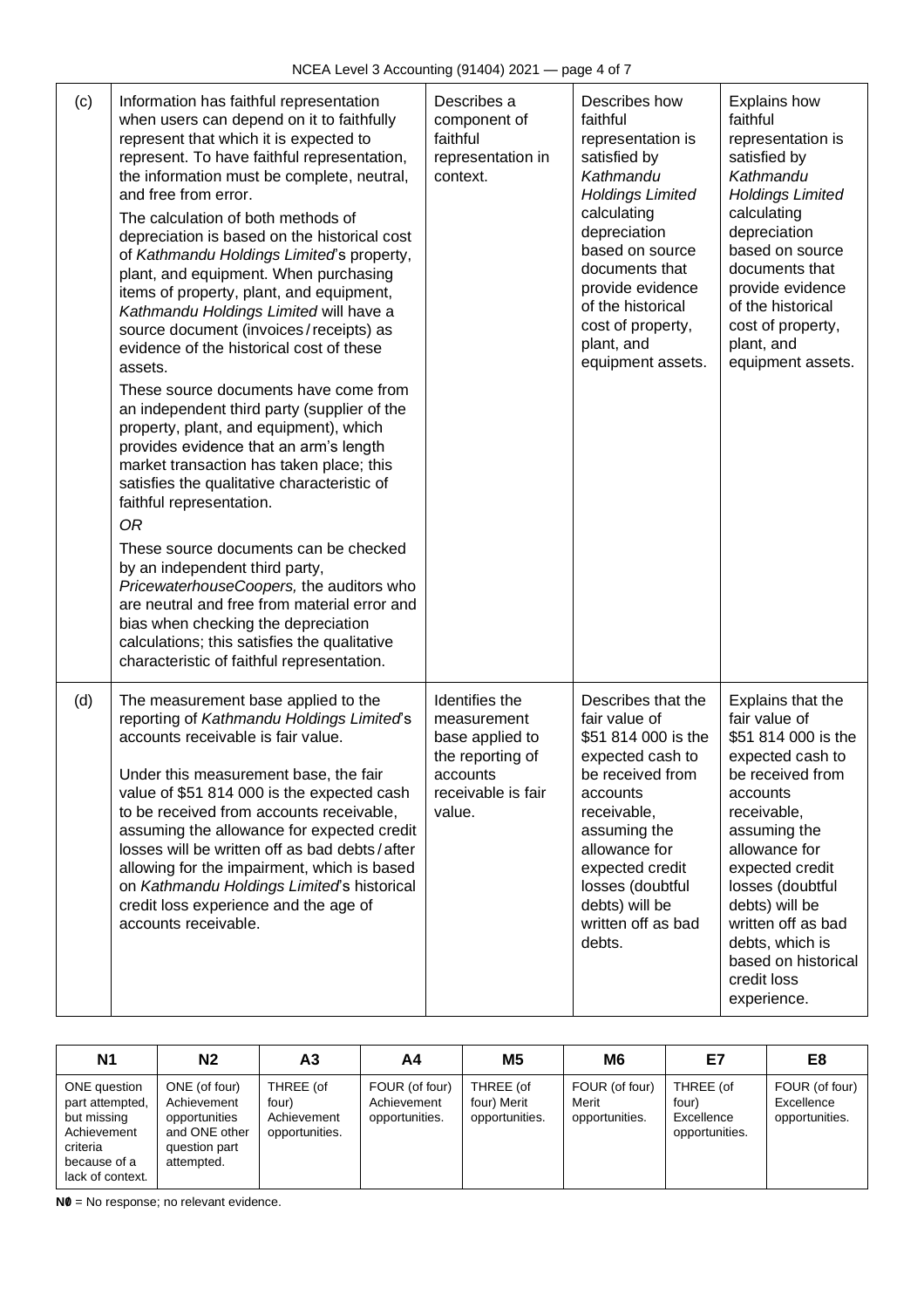| (c) | Information has faithful representation when users can depend on it to faithfully represent that which it is expected to represent. To have faithful representation, the information must be complete, neutral, and free from error.<br><br>The calculation of both methods of depreciation is based on the historical cost of *Kathmandu Holdings Limited*'s property, plant, and equipment. When purchasing items of property, plant, and equipment, *Kathmandu Holdings Limited* will have a source document (invoices / receipts) as evidence of the historical cost of these assets.<br><br>These source documents have come from an independent third party (supplier of the property, plant, and equipment), which provides evidence that an arm's length market transaction has taken place; this satisfies the qualitative characteristic of faithful representation.<br><br>*OR*<br><br>These source documents can be checked by an independent third party, *PricewaterhouseCoopers,* the auditors who are neutral and free from material error and bias when checking the depreciation calculations; this satisfies the qualitative characteristic of faithful representation. | Describes a component of faithful representation in context. | Describes how faithful representation is satisfied by *Kathmandu Holdings Limited* calculating depreciation based on source documents that provide evidence of the historical cost of property, plant, and equipment assets. | Explains how faithful representation is satisfied by *Kathmandu Holdings Limited* calculating depreciation based on source documents that provide evidence of the historical cost of property, plant, and equipment assets. |
|---|---|---|---|---|
| (d) | The measurement base applied to the reporting of *Kathmandu Holdings Limited*'s accounts receivable is fair value.<br><br>Under this measurement base, the fair value of $51 814 000 is the expected cash to be received from accounts receivable, assuming the allowance for expected credit losses will be written off as bad debts / after allowing for the impairment, which is based on *Kathmandu Holdings Limited*'s historical credit loss experience and the age of accounts receivable. | Identifies the measurement base applied to the reporting of accounts receivable is fair value. | Describes that the fair value of $51 814 000 is the expected cash to be received from accounts receivable, assuming the allowance for expected credit losses (doubtful debts) will be written off as bad debts. | Explains that the fair value of $51 814 000 is the expected cash to be received from accounts receivable, assuming the allowance for expected credit losses (doubtful debts) will be written off as bad debts, which is based on historical credit loss experience. |

| N1 | N2 | A3 | A4 | M5 | M6 | E7 | E8 |
|---|---|---|---|---|---|---|---|
| ONE question part attempted, but missing Achievement criteria because of a lack of context. | ONE (of four) Achievement opportunities and ONE other question part attempted. | THREE (of four) Achievement opportunities. | FOUR (of four) Achievement opportunities. | THREE (of four) Merit opportunities. | FOUR (of four) Merit opportunities. | THREE (of four) Excellence opportunities. | FOUR (of four) Excellence opportunities. |

**N0** = No response; no relevant evidence.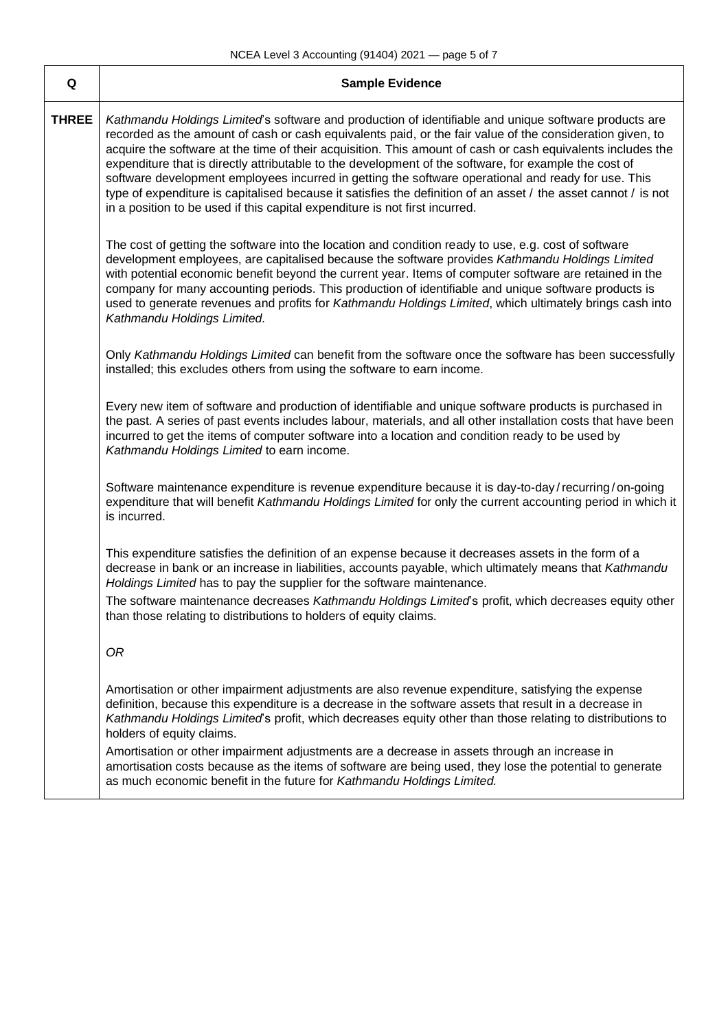| Q | Sample Evidence |
|---|---|
| **THREE** | *Kathmandu Holdings Limited*'s software and production of identifiable and unique software products are recorded as the amount of cash or cash equivalents paid, or the fair value of the consideration given, to acquire the software at the time of their acquisition. This amount of cash or cash equivalents includes the expenditure that is directly attributable to the development of the software, for example the cost of software development employees incurred in getting the software operational and ready for use. This type of expenditure is capitalised because it satisfies the definition of an asset / the asset cannot / is not in a position to be used if this capital expenditure is not first incurred.<br><br>The cost of getting the software into the location and condition ready to use, e.g. cost of software development employees, are capitalised because the software provides *Kathmandu Holdings Limited* with potential economic benefit beyond the current year. Items of computer software are retained in the company for many accounting periods. This production of identifiable and unique software products is used to generate revenues and profits for *Kathmandu Holdings Limited*, which ultimately brings cash into *Kathmandu Holdings Limited.*<br><br>Only *Kathmandu Holdings Limited* can benefit from the software once the software has been successfully installed; this excludes others from using the software to earn income.<br><br>Every new item of software and production of identifiable and unique software products is purchased in the past. A series of past events includes labour, materials, and all other installation costs that have been incurred to get the items of computer software into a location and condition ready to be used by *Kathmandu Holdings Limited* to earn income.<br><br>Software maintenance expenditure is revenue expenditure because it is day-to-day / recurring / on-going expenditure that will benefit *Kathmandu Holdings Limited* for only the current accounting period in which it is incurred.<br><br>This expenditure satisfies the definition of an expense because it decreases assets in the form of a decrease in bank or an increase in liabilities, accounts payable, which ultimately means that *Kathmandu Holdings Limited* has to pay the supplier for the software maintenance.<br>The software maintenance decreases *Kathmandu Holdings Limited*'s profit, which decreases equity other than those relating to distributions to holders of equity claims.<br><br>*OR*<br><br>Amortisation or other impairment adjustments are also revenue expenditure, satisfying the expense definition, because this expenditure is a decrease in the software assets that result in a decrease in *Kathmandu Holdings Limited*'s profit, which decreases equity other than those relating to distributions to holders of equity claims.<br>Amortisation or other impairment adjustments are a decrease in assets through an increase in amortisation costs because as the items of software are being used, they lose the potential to generate as much economic benefit in the future for *Kathmandu Holdings Limited.* |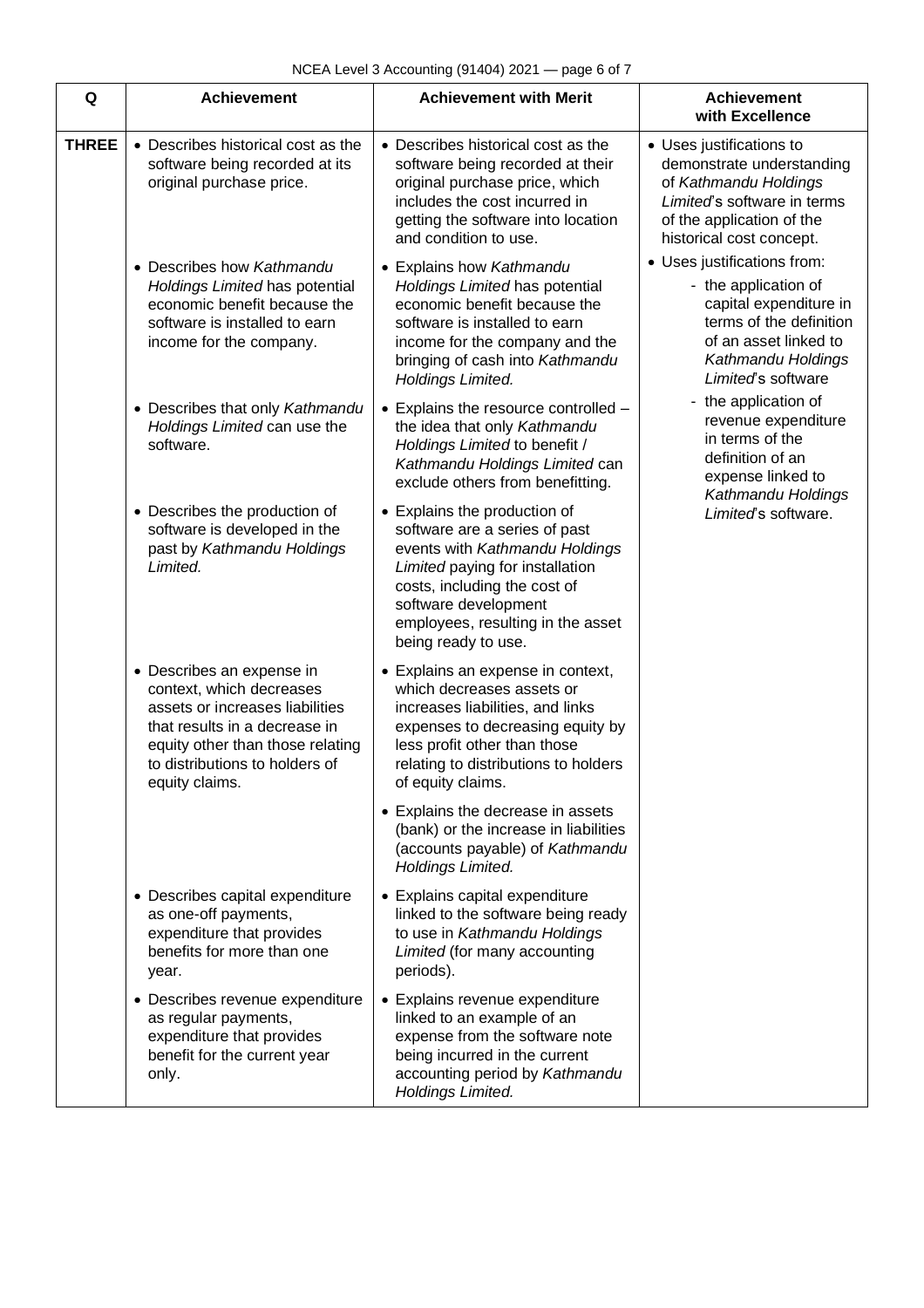| Q | Achievement | Achievement with Merit | Achievement with Excellence |
|---|---|---|---|
| **THREE** | • Describes historical cost as the software being recorded at its original purchase price. | • Describes historical cost as the software being recorded at their original purchase price, which includes the cost incurred in getting the software into location and condition to use. | • Uses justifications to demonstrate understanding of *Kathmandu Holdings Limited*'s software in terms of the application of the historical cost concept. |
| | • Describes how *Kathmandu Holdings Limited* has potential economic benefit because the software is installed to earn income for the company. | • Explains how *Kathmandu Holdings Limited* has potential economic benefit because the software is installed to earn income for the company and the bringing of cash into *Kathmandu Holdings Limited.* | • Uses justifications from:<br>- the application of capital expenditure in terms of the definition of an asset linked to *Kathmandu Holdings Limited*'s software<br>- the application of revenue expenditure in terms of the definition of an expense linked to *Kathmandu Holdings Limited*'s software. |
| | • Describes that only *Kathmandu Holdings Limited* can use the software. | • Explains the resource controlled – the idea that only *Kathmandu Holdings Limited* to benefit / *Kathmandu Holdings Limited* can exclude others from benefitting. | |
| | • Describes the production of software is developed in the past by *Kathmandu Holdings Limited.* | • Explains the production of software are a series of past events with *Kathmandu Holdings Limited* paying for installation costs, including the cost of software development employees, resulting in the asset being ready to use. | |
| | • Describes an expense in context, which decreases assets or increases liabilities that results in a decrease in equity other than those relating to distributions to holders of equity claims. | • Explains an expense in context, which decreases assets or increases liabilities, and links expenses to decreasing equity by less profit other than those relating to distributions to holders of equity claims. | |
| | | • Explains the decrease in assets (bank) or the increase in liabilities (accounts payable) of *Kathmandu Holdings Limited.* | |
| | • Describes capital expenditure as one-off payments, expenditure that provides benefits for more than one year. | • Explains capital expenditure linked to the software being ready to use in *Kathmandu Holdings Limited* (for many accounting periods). | |
| | • Describes revenue expenditure as regular payments, expenditure that provides benefit for the current year only. | • Explains revenue expenditure linked to an example of an expense from the software note being incurred in the current accounting period by *Kathmandu Holdings Limited.* | |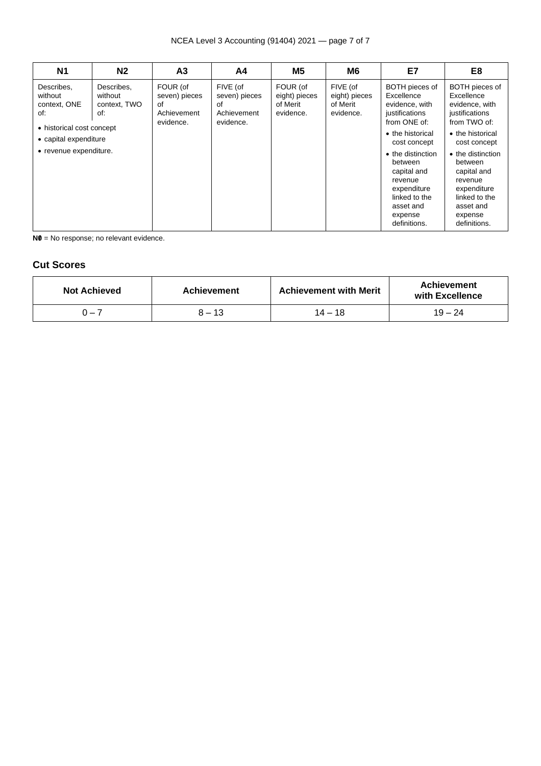| N1 | N2 | A3 | A4 | M5 | M6 | E7 | E8 |
|---|---|---|---|---|---|---|---|
| Describes, without context, ONE of: • historical cost concept • capital expenditure • revenue expenditure. | Describes, without context, TWO of: | FOUR (of seven) pieces of Achievement evidence. | FIVE (of seven) pieces of Achievement evidence. | FOUR (of eight) pieces of Merit evidence. | FIVE (of eight) pieces of Merit evidence. | BOTH pieces of Excellence evidence, with justifications from ONE of: • the historical cost concept • the distinction between capital and revenue expenditure linked to the asset and expense definitions. | BOTH pieces of Excellence evidence, with justifications from TWO of: • the historical cost concept • the distinction between capital and revenue expenditure linked to the asset and expense definitions. |

**N0** = No response; no relevant evidence.

## Cut Scores

| Not Achieved | Achievement | Achievement with Merit | Achievement with Excellence |
|---|---|---|---|
| 0 – 7 | 8 – 13 | 14 – 18 | 19 – 24 |